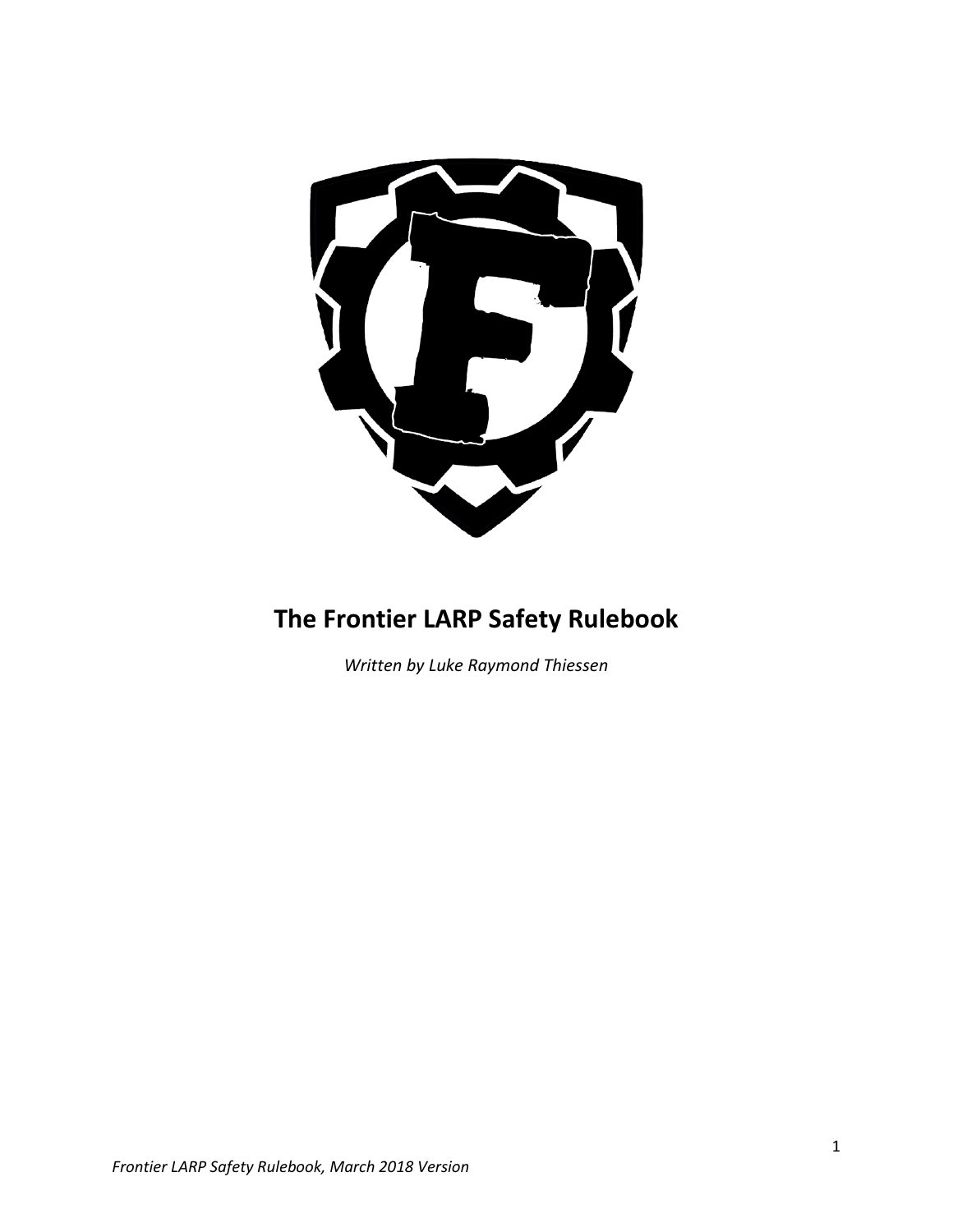# The Frontier LARP Safety Rulebook

*Written by Luke Raymond Thiessen*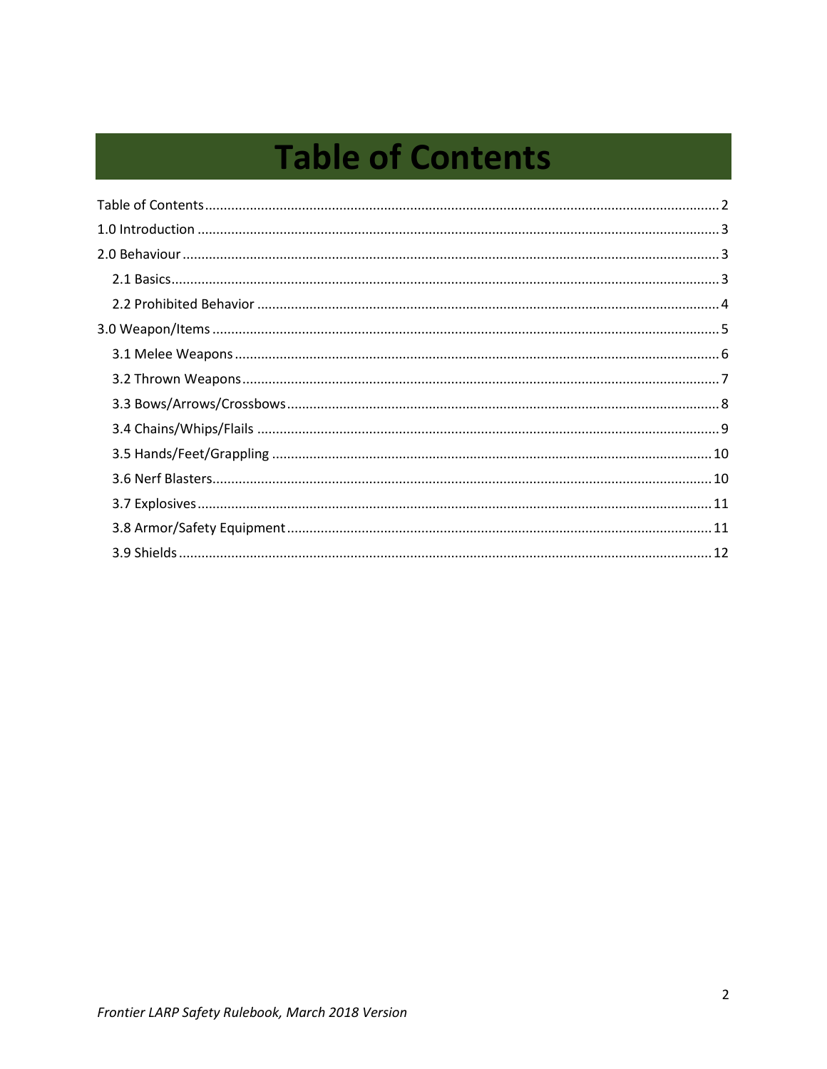# Table of Contents

Table of Contents ........ 2
1.0 Introduction ........ 3
2.0 Behaviour ........ 3
- 2.1 Basics ........ 3
- 2.2 Prohibited Behavior ........ 4

3.0 Weapon/Items ........ 5
- 3.1 Melee Weapons ........ 6
- 3.2 Thrown Weapons ........ 7
- 3.3 Bows/Arrows/Crossbows ........ 8
- 3.4 Chains/Whips/Flails ........ 9
- 3.5 Hands/Feet/Grappling ........ 10
- 3.6 Nerf Blasters ........ 10
- 3.7 Explosives ........ 11
- 3.8 Armor/Safety Equipment ........ 11
- 3.9 Shields ........ 12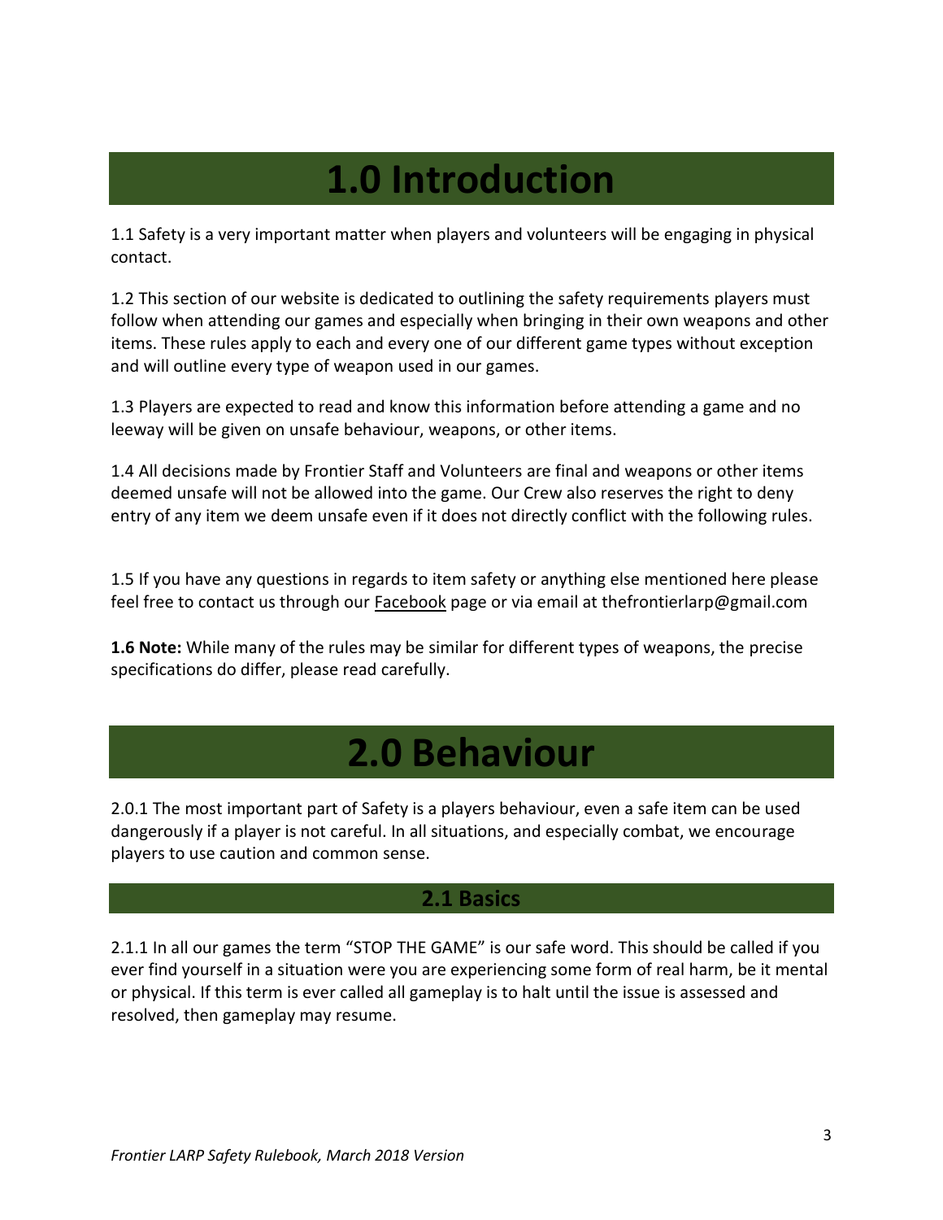# 1.0 Introduction

1.1 Safety is a very important matter when players and volunteers will be engaging in physical contact.

1.2 This section of our website is dedicated to outlining the safety requirements players must follow when attending our games and especially when bringing in their own weapons and other items. These rules apply to each and every one of our different game types without exception and will outline every type of weapon used in our games.

1.3 Players are expected to read and know this information before attending a game and no leeway will be given on unsafe behaviour, weapons, or other items.

1.4 All decisions made by Frontier Staff and Volunteers are final and weapons or other items deemed unsafe will not be allowed into the game. Our Crew also reserves the right to deny entry of any item we deem unsafe even if it does not directly conflict with the following rules.

1.5 If you have any questions in regards to item safety or anything else mentioned here please feel free to contact us through our Facebook page or via email at thefrontierlarp@gmail.com

**1.6 Note:** While many of the rules may be similar for different types of weapons, the precise specifications do differ, please read carefully.

# 2.0 Behaviour

2.0.1 The most important part of Safety is a players behaviour, even a safe item can be used dangerously if a player is not careful. In all situations, and especially combat, we encourage players to use caution and common sense.

## 2.1 Basics

2.1.1 In all our games the term "STOP THE GAME" is our safe word. This should be called if you ever find yourself in a situation were you are experiencing some form of real harm, be it mental or physical. If this term is ever called all gameplay is to halt until the issue is assessed and resolved, then gameplay may resume.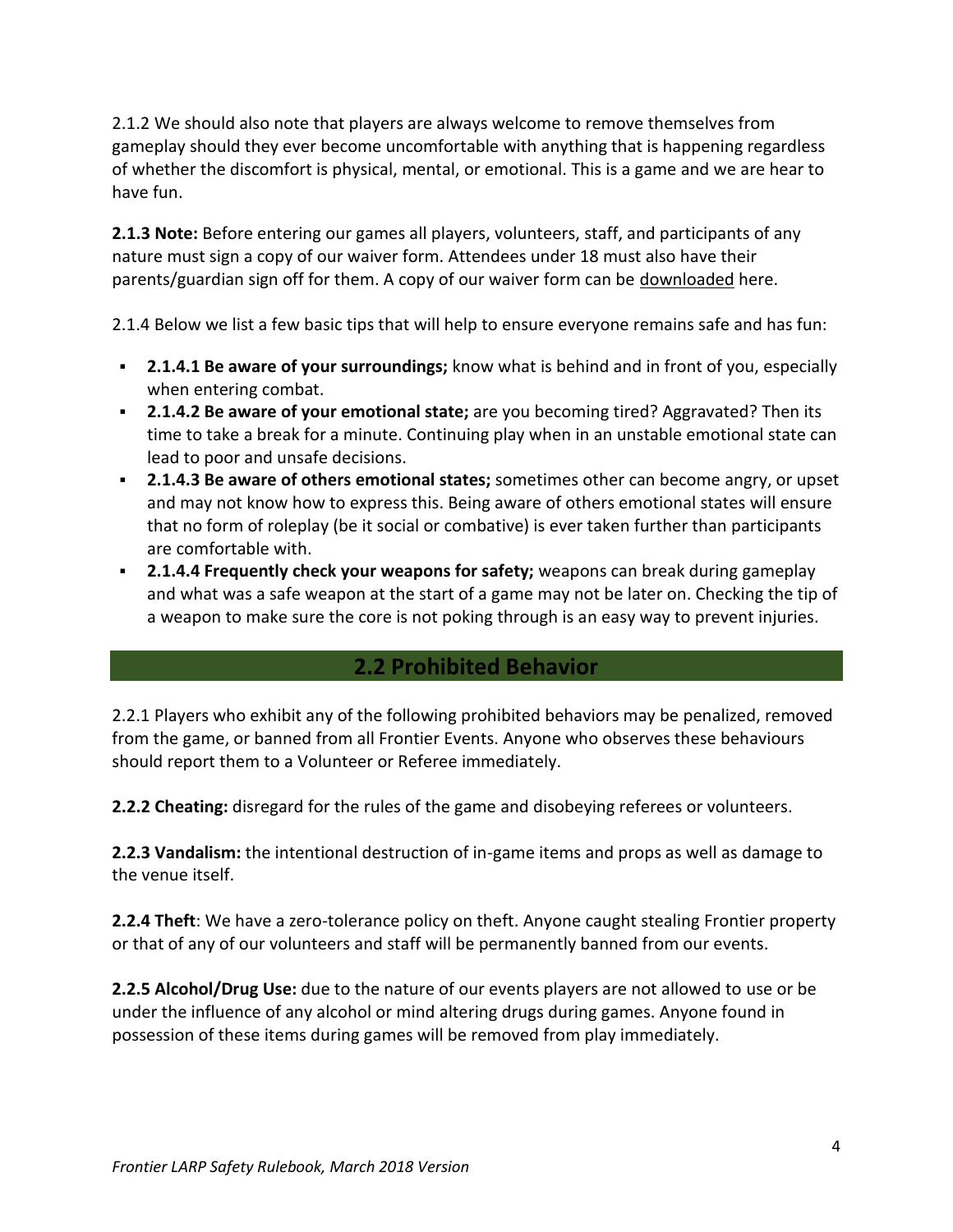2.1.2 We should also note that players are always welcome to remove themselves from gameplay should they ever become uncomfortable with anything that is happening regardless of whether the discomfort is physical, mental, or emotional. This is a game and we are hear to have fun.

**2.1.3 Note:** Before entering our games all players, volunteers, staff, and participants of any nature must sign a copy of our waiver form. Attendees under 18 must also have their parents/guardian sign off for them. A copy of our waiver form can be downloaded here.

2.1.4 Below we list a few basic tips that will help to ensure everyone remains safe and has fun:

- **2.1.4.1 Be aware of your surroundings;** know what is behind and in front of you, especially when entering combat.
- **2.1.4.2 Be aware of your emotional state;** are you becoming tired? Aggravated? Then its time to take a break for a minute. Continuing play when in an unstable emotional state can lead to poor and unsafe decisions.
- **2.1.4.3 Be aware of others emotional states;** sometimes other can become angry, or upset and may not know how to express this. Being aware of others emotional states will ensure that no form of roleplay (be it social or combative) is ever taken further than participants are comfortable with.
- **2.1.4.4 Frequently check your weapons for safety;** weapons can break during gameplay and what was a safe weapon at the start of a game may not be later on. Checking the tip of a weapon to make sure the core is not poking through is an easy way to prevent injuries.

## 2.2 Prohibited Behavior

2.2.1 Players who exhibit any of the following prohibited behaviors may be penalized, removed from the game, or banned from all Frontier Events. Anyone who observes these behaviours should report them to a Volunteer or Referee immediately.

**2.2.2 Cheating:** disregard for the rules of the game and disobeying referees or volunteers.

**2.2.3 Vandalism:** the intentional destruction of in-game items and props as well as damage to the venue itself.

**2.2.4 Theft**: We have a zero-tolerance policy on theft. Anyone caught stealing Frontier property or that of any of our volunteers and staff will be permanently banned from our events.

**2.2.5 Alcohol/Drug Use:** due to the nature of our events players are not allowed to use or be under the influence of any alcohol or mind altering drugs during games. Anyone found in possession of these items during games will be removed from play immediately.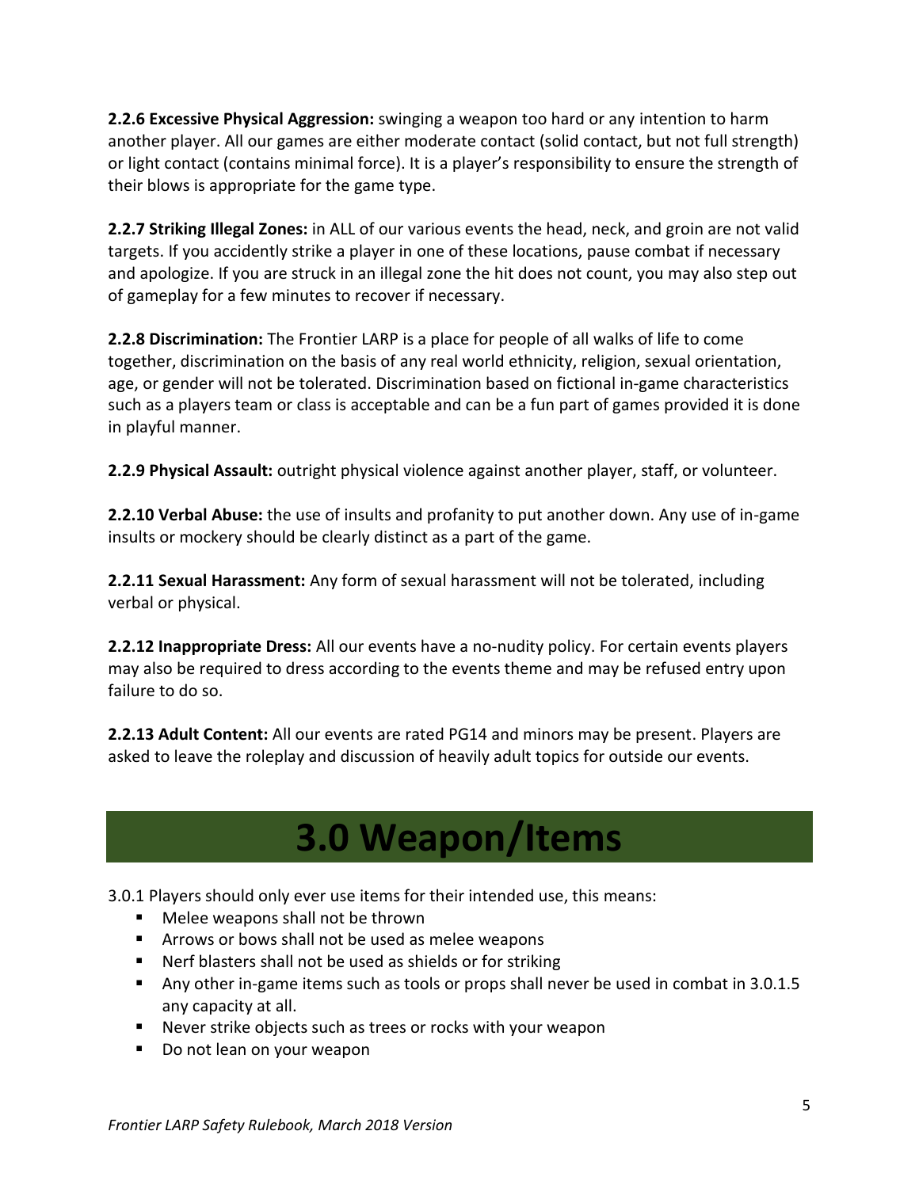**2.2.6 Excessive Physical Aggression:** swinging a weapon too hard or any intention to harm another player. All our games are either moderate contact (solid contact, but not full strength) or light contact (contains minimal force). It is a player's responsibility to ensure the strength of their blows is appropriate for the game type.

**2.2.7 Striking Illegal Zones:** in ALL of our various events the head, neck, and groin are not valid targets. If you accidently strike a player in one of these locations, pause combat if necessary and apologize. If you are struck in an illegal zone the hit does not count, you may also step out of gameplay for a few minutes to recover if necessary.

**2.2.8 Discrimination:** The Frontier LARP is a place for people of all walks of life to come together, discrimination on the basis of any real world ethnicity, religion, sexual orientation, age, or gender will not be tolerated. Discrimination based on fictional in-game characteristics such as a players team or class is acceptable and can be a fun part of games provided it is done in playful manner.

**2.2.9 Physical Assault:** outright physical violence against another player, staff, or volunteer.

**2.2.10 Verbal Abuse:** the use of insults and profanity to put another down. Any use of in-game insults or mockery should be clearly distinct as a part of the game.

**2.2.11 Sexual Harassment:** Any form of sexual harassment will not be tolerated, including verbal or physical.

**2.2.12 Inappropriate Dress:** All our events have a no-nudity policy. For certain events players may also be required to dress according to the events theme and may be refused entry upon failure to do so.

**2.2.13 Adult Content:** All our events are rated PG14 and minors may be present. Players are asked to leave the roleplay and discussion of heavily adult topics for outside our events.

# 3.0 Weapon/Items

3.0.1 Players should only ever use items for their intended use, this means:

- Melee weapons shall not be thrown
- Arrows or bows shall not be used as melee weapons
- Nerf blasters shall not be used as shields or for striking
- Any other in-game items such as tools or props shall never be used in combat in 3.0.1.5 any capacity at all.
- Never strike objects such as trees or rocks with your weapon
- Do not lean on your weapon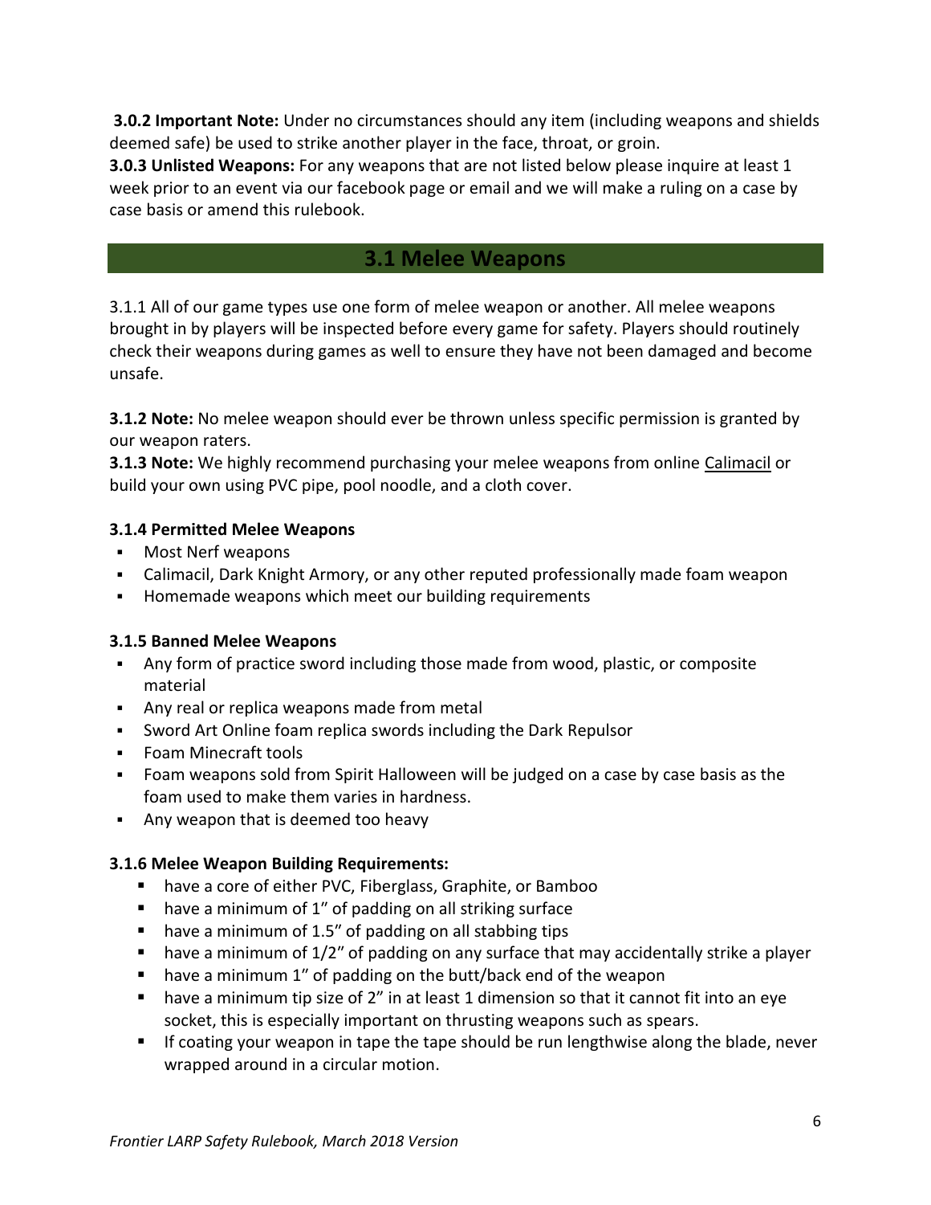**3.0.2 Important Note:** Under no circumstances should any item (including weapons and shields deemed safe) be used to strike another player in the face, throat, or groin.
**3.0.3 Unlisted Weapons:** For any weapons that are not listed below please inquire at least 1 week prior to an event via our facebook page or email and we will make a ruling on a case by case basis or amend this rulebook.

## 3.1 Melee Weapons

3.1.1 All of our game types use one form of melee weapon or another. All melee weapons brought in by players will be inspected before every game for safety. Players should routinely check their weapons during games as well to ensure they have not been damaged and become unsafe.

**3.1.2 Note:** No melee weapon should ever be thrown unless specific permission is granted by our weapon raters.
**3.1.3 Note:** We highly recommend purchasing your melee weapons from online Calimacil or build your own using PVC pipe, pool noodle, and a cloth cover.

**3.1.4 Permitted Melee Weapons**

- Most Nerf weapons
- Calimacil, Dark Knight Armory, or any other reputed professionally made foam weapon
- Homemade weapons which meet our building requirements

**3.1.5 Banned Melee Weapons**

- Any form of practice sword including those made from wood, plastic, or composite material
- Any real or replica weapons made from metal
- Sword Art Online foam replica swords including the Dark Repulsor
- Foam Minecraft tools
- Foam weapons sold from Spirit Halloween will be judged on a case by case basis as the foam used to make them varies in hardness.
- Any weapon that is deemed too heavy

**3.1.6 Melee Weapon Building Requirements:**

- have a core of either PVC, Fiberglass, Graphite, or Bamboo
- have a minimum of 1" of padding on all striking surface
- have a minimum of 1.5" of padding on all stabbing tips
- have a minimum of 1/2" of padding on any surface that may accidentally strike a player
- have a minimum 1" of padding on the butt/back end of the weapon
- have a minimum tip size of 2" in at least 1 dimension so that it cannot fit into an eye socket, this is especially important on thrusting weapons such as spears.
- If coating your weapon in tape the tape should be run lengthwise along the blade, never wrapped around in a circular motion.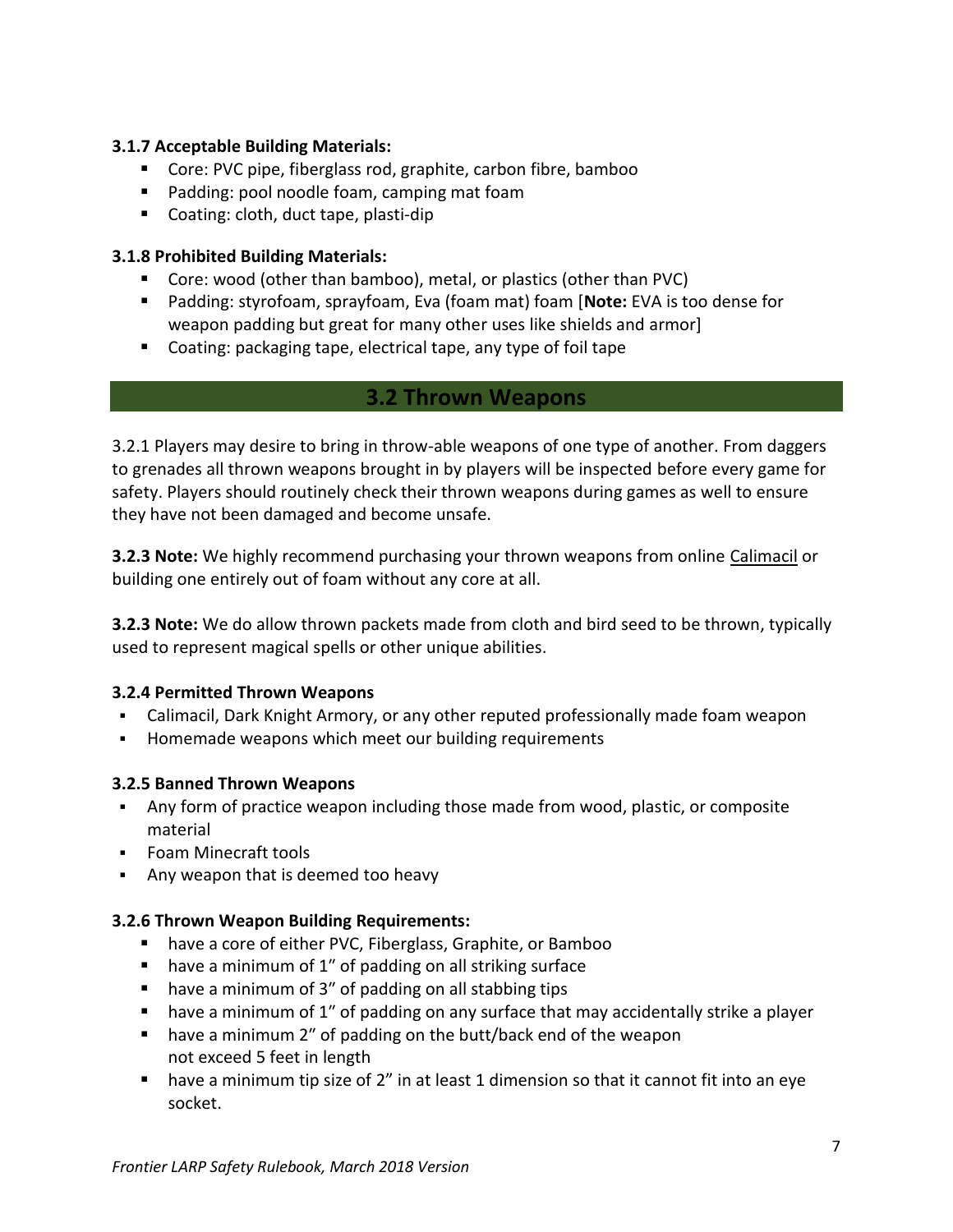**3.1.7 Acceptable Building Materials:**

- Core: PVC pipe, fiberglass rod, graphite, carbon fibre, bamboo
- Padding: pool noodle foam, camping mat foam
- Coating: cloth, duct tape, plasti-dip

**3.1.8 Prohibited Building Materials:**

- Core: wood (other than bamboo), metal, or plastics (other than PVC)
- Padding: styrofoam, sprayfoam, Eva (foam mat) foam [**Note:** EVA is too dense for weapon padding but great for many other uses like shields and armor]
- Coating: packaging tape, electrical tape, any type of foil tape

## 3.2 Thrown Weapons

3.2.1 Players may desire to bring in throw-able weapons of one type of another. From daggers to grenades all thrown weapons brought in by players will be inspected before every game for safety. Players should routinely check their thrown weapons during games as well to ensure they have not been damaged and become unsafe.

**3.2.3 Note:** We highly recommend purchasing your thrown weapons from online Calimacil or building one entirely out of foam without any core at all.

**3.2.3 Note:** We do allow thrown packets made from cloth and bird seed to be thrown, typically used to represent magical spells or other unique abilities.

**3.2.4 Permitted Thrown Weapons**

- Calimacil, Dark Knight Armory, or any other reputed professionally made foam weapon
- Homemade weapons which meet our building requirements

**3.2.5 Banned Thrown Weapons**

- Any form of practice weapon including those made from wood, plastic, or composite material
- Foam Minecraft tools
- Any weapon that is deemed too heavy

**3.2.6 Thrown Weapon Building Requirements:**

- have a core of either PVC, Fiberglass, Graphite, or Bamboo
- have a minimum of 1" of padding on all striking surface
- have a minimum of 3" of padding on all stabbing tips
- have a minimum of 1" of padding on any surface that may accidentally strike a player
- have a minimum 2" of padding on the butt/back end of the weapon
  not exceed 5 feet in length
- have a minimum tip size of 2" in at least 1 dimension so that it cannot fit into an eye socket.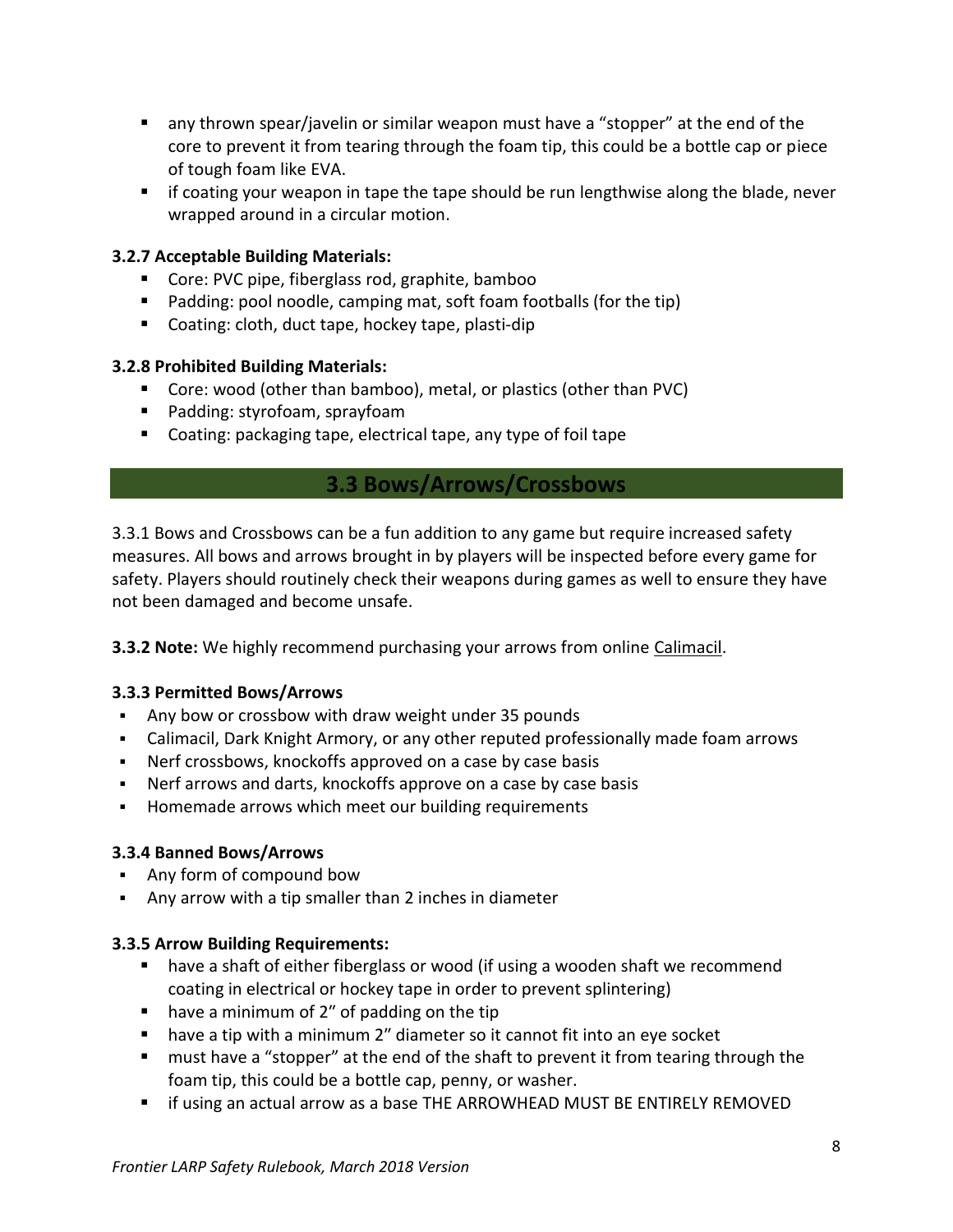- any thrown spear/javelin or similar weapon must have a "stopper" at the end of the core to prevent it from tearing through the foam tip, this could be a bottle cap or piece of tough foam like EVA.
- if coating your weapon in tape the tape should be run lengthwise along the blade, never wrapped around in a circular motion.

**3.2.7 Acceptable Building Materials:**

- Core: PVC pipe, fiberglass rod, graphite, bamboo
- Padding: pool noodle, camping mat, soft foam footballs (for the tip)
- Coating: cloth, duct tape, hockey tape, plasti-dip

**3.2.8 Prohibited Building Materials:**

- Core: wood (other than bamboo), metal, or plastics (other than PVC)
- Padding: styrofoam, sprayfoam
- Coating: packaging tape, electrical tape, any type of foil tape

## 3.3 Bows/Arrows/Crossbows

3.3.1 Bows and Crossbows can be a fun addition to any game but require increased safety measures. All bows and arrows brought in by players will be inspected before every game for safety. Players should routinely check their weapons during games as well to ensure they have not been damaged and become unsafe.

**3.3.2 Note:** We highly recommend purchasing your arrows from online Calimacil.

**3.3.3 Permitted Bows/Arrows**

- Any bow or crossbow with draw weight under 35 pounds
- Calimacil, Dark Knight Armory, or any other reputed professionally made foam arrows
- Nerf crossbows, knockoffs approved on a case by case basis
- Nerf arrows and darts, knockoffs approve on a case by case basis
- Homemade arrows which meet our building requirements

**3.3.4 Banned Bows/Arrows**

- Any form of compound bow
- Any arrow with a tip smaller than 2 inches in diameter

**3.3.5 Arrow Building Requirements:**

- have a shaft of either fiberglass or wood (if using a wooden shaft we recommend coating in electrical or hockey tape in order to prevent splintering)
- have a minimum of 2" of padding on the tip
- have a tip with a minimum 2" diameter so it cannot fit into an eye socket
- must have a "stopper" at the end of the shaft to prevent it from tearing through the foam tip, this could be a bottle cap, penny, or washer.
- if using an actual arrow as a base THE ARROWHEAD MUST BE ENTIRELY REMOVED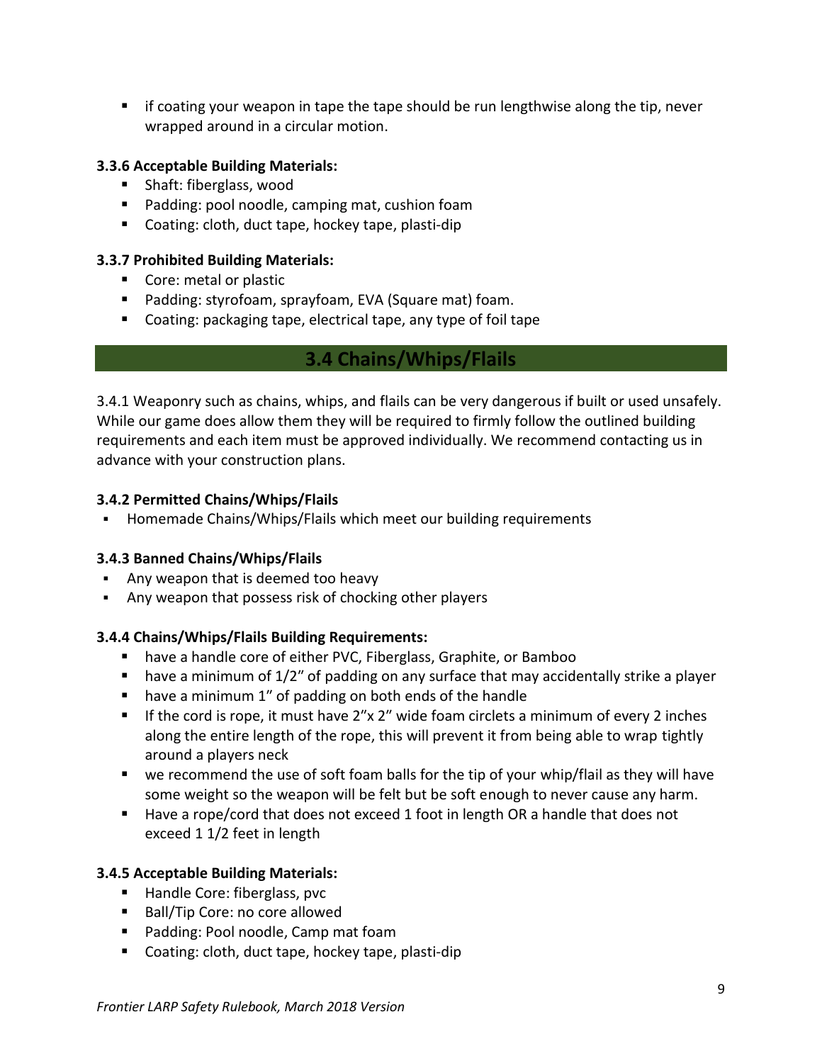- if coating your weapon in tape the tape should be run lengthwise along the tip, never wrapped around in a circular motion.

**3.3.6 Acceptable Building Materials:**

- Shaft: fiberglass, wood
- Padding: pool noodle, camping mat, cushion foam
- Coating: cloth, duct tape, hockey tape, plasti-dip

**3.3.7 Prohibited Building Materials:**

- Core: metal or plastic
- Padding: styrofoam, sprayfoam, EVA (Square mat) foam.
- Coating: packaging tape, electrical tape, any type of foil tape

## 3.4 Chains/Whips/Flails

3.4.1 Weaponry such as chains, whips, and flails can be very dangerous if built or used unsafely. While our game does allow them they will be required to firmly follow the outlined building requirements and each item must be approved individually. We recommend contacting us in advance with your construction plans.

**3.4.2 Permitted Chains/Whips/Flails**

- Homemade Chains/Whips/Flails which meet our building requirements

**3.4.3 Banned Chains/Whips/Flails**

- Any weapon that is deemed too heavy
- Any weapon that possess risk of chocking other players

**3.4.4 Chains/Whips/Flails Building Requirements:**

- have a handle core of either PVC, Fiberglass, Graphite, or Bamboo
- have a minimum of 1/2" of padding on any surface that may accidentally strike a player
- have a minimum 1" of padding on both ends of the handle
- If the cord is rope, it must have 2"x 2" wide foam circlets a minimum of every 2 inches along the entire length of the rope, this will prevent it from being able to wrap tightly around a players neck
- we recommend the use of soft foam balls for the tip of your whip/flail as they will have some weight so the weapon will be felt but be soft enough to never cause any harm.
- Have a rope/cord that does not exceed 1 foot in length OR a handle that does not exceed 1 1/2 feet in length

**3.4.5 Acceptable Building Materials:**

- Handle Core: fiberglass, pvc
- Ball/Tip Core: no core allowed
- Padding: Pool noodle, Camp mat foam
- Coating: cloth, duct tape, hockey tape, plasti-dip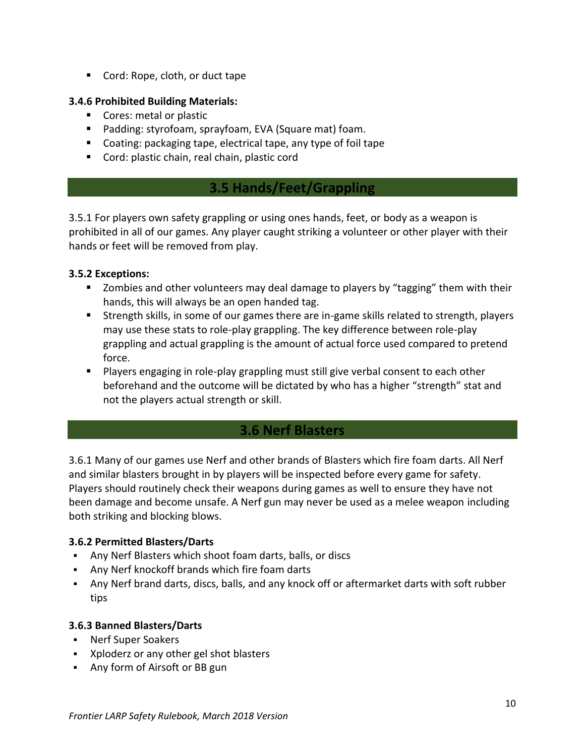- Cord: Rope, cloth, or duct tape

**3.4.6 Prohibited Building Materials:**

- Cores: metal or plastic
- Padding: styrofoam, sprayfoam, EVA (Square mat) foam.
- Coating: packaging tape, electrical tape, any type of foil tape
- Cord: plastic chain, real chain, plastic cord

## 3.5 Hands/Feet/Grappling

3.5.1 For players own safety grappling or using ones hands, feet, or body as a weapon is prohibited in all of our games. Any player caught striking a volunteer or other player with their hands or feet will be removed from play.

**3.5.2 Exceptions:**

- Zombies and other volunteers may deal damage to players by "tagging" them with their hands, this will always be an open handed tag.
- Strength skills, in some of our games there are in-game skills related to strength, players may use these stats to role-play grappling. The key difference between role-play grappling and actual grappling is the amount of actual force used compared to pretend force.
- Players engaging in role-play grappling must still give verbal consent to each other beforehand and the outcome will be dictated by who has a higher "strength" stat and not the players actual strength or skill.

## 3.6 Nerf Blasters

3.6.1 Many of our games use Nerf and other brands of Blasters which fire foam darts. All Nerf and similar blasters brought in by players will be inspected before every game for safety. Players should routinely check their weapons during games as well to ensure they have not been damage and become unsafe. A Nerf gun may never be used as a melee weapon including both striking and blocking blows.

**3.6.2 Permitted Blasters/Darts**

- Any Nerf Blasters which shoot foam darts, balls, or discs
- Any Nerf knockoff brands which fire foam darts
- Any Nerf brand darts, discs, balls, and any knock off or aftermarket darts with soft rubber tips

**3.6.3 Banned Blasters/Darts**

- Nerf Super Soakers
- Xploderz or any other gel shot blasters
- Any form of Airsoft or BB gun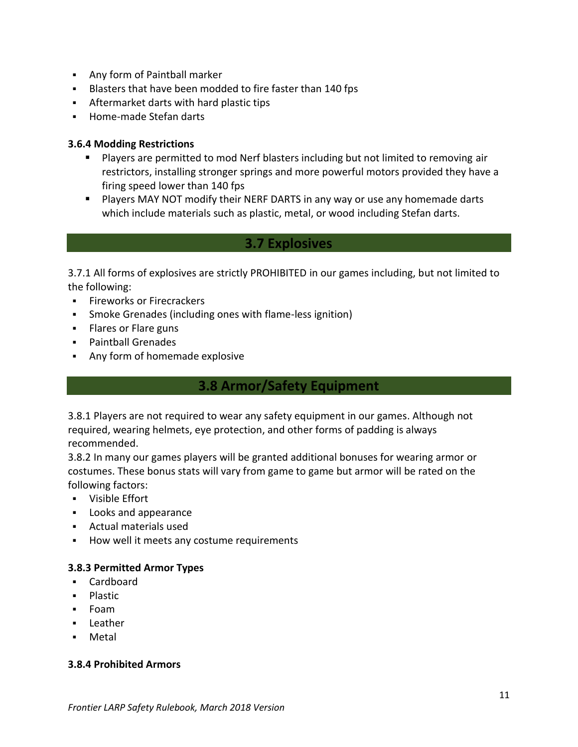- Any form of Paintball marker
- Blasters that have been modded to fire faster than 140 fps
- Aftermarket darts with hard plastic tips
- Home-made Stefan darts

**3.6.4 Modding Restrictions**

- Players are permitted to mod Nerf blasters including but not limited to removing air restrictors, installing stronger springs and more powerful motors provided they have a firing speed lower than 140 fps
- Players MAY NOT modify their NERF DARTS in any way or use any homemade darts which include materials such as plastic, metal, or wood including Stefan darts.

## 3.7 Explosives

3.7.1 All forms of explosives are strictly PROHIBITED in our games including, but not limited to the following:

- Fireworks or Firecrackers
- Smoke Grenades (including ones with flame-less ignition)
- Flares or Flare guns
- Paintball Grenades
- Any form of homemade explosive

## 3.8 Armor/Safety Equipment

3.8.1 Players are not required to wear any safety equipment in our games. Although not required, wearing helmets, eye protection, and other forms of padding is always recommended.

3.8.2 In many our games players will be granted additional bonuses for wearing armor or costumes. These bonus stats will vary from game to game but armor will be rated on the following factors:

- Visible Effort
- Looks and appearance
- Actual materials used
- How well it meets any costume requirements

**3.8.3 Permitted Armor Types**

- Cardboard
- Plastic
- Foam
- Leather
- Metal

**3.8.4 Prohibited Armors**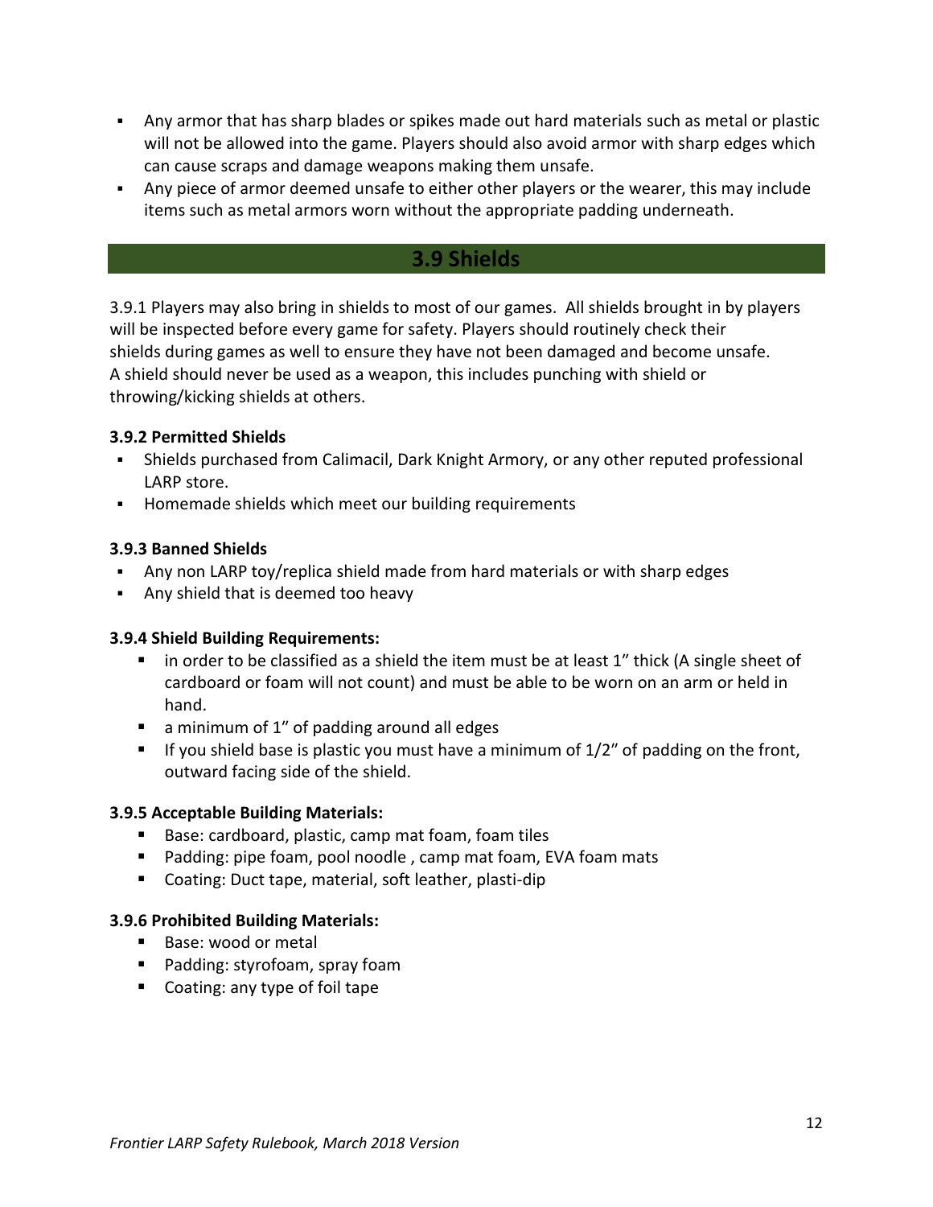- Any armor that has sharp blades or spikes made out hard materials such as metal or plastic will not be allowed into the game. Players should also avoid armor with sharp edges which can cause scraps and damage weapons making them unsafe.
- Any piece of armor deemed unsafe to either other players or the wearer, this may include items such as metal armors worn without the appropriate padding underneath.

## 3.9 Shields

3.9.1 Players may also bring in shields to most of our games. All shields brought in by players will be inspected before every game for safety. Players should routinely check their shields during games as well to ensure they have not been damaged and become unsafe. A shield should never be used as a weapon, this includes punching with shield or throwing/kicking shields at others.

**3.9.2 Permitted Shields**

- Shields purchased from Calimacil, Dark Knight Armory, or any other reputed professional LARP store.
- Homemade shields which meet our building requirements

**3.9.3 Banned Shields**

- Any non LARP toy/replica shield made from hard materials or with sharp edges
- Any shield that is deemed too heavy

**3.9.4 Shield Building Requirements:**

- in order to be classified as a shield the item must be at least 1" thick (A single sheet of cardboard or foam will not count) and must be able to be worn on an arm or held in hand.
- a minimum of 1" of padding around all edges
- If you shield base is plastic you must have a minimum of 1/2" of padding on the front, outward facing side of the shield.

**3.9.5 Acceptable Building Materials:**

- Base: cardboard, plastic, camp mat foam, foam tiles
- Padding: pipe foam, pool noodle , camp mat foam, EVA foam mats
- Coating: Duct tape, material, soft leather, plasti-dip

**3.9.6 Prohibited Building Materials:**

- Base: wood or metal
- Padding: styrofoam, spray foam
- Coating: any type of foil tape